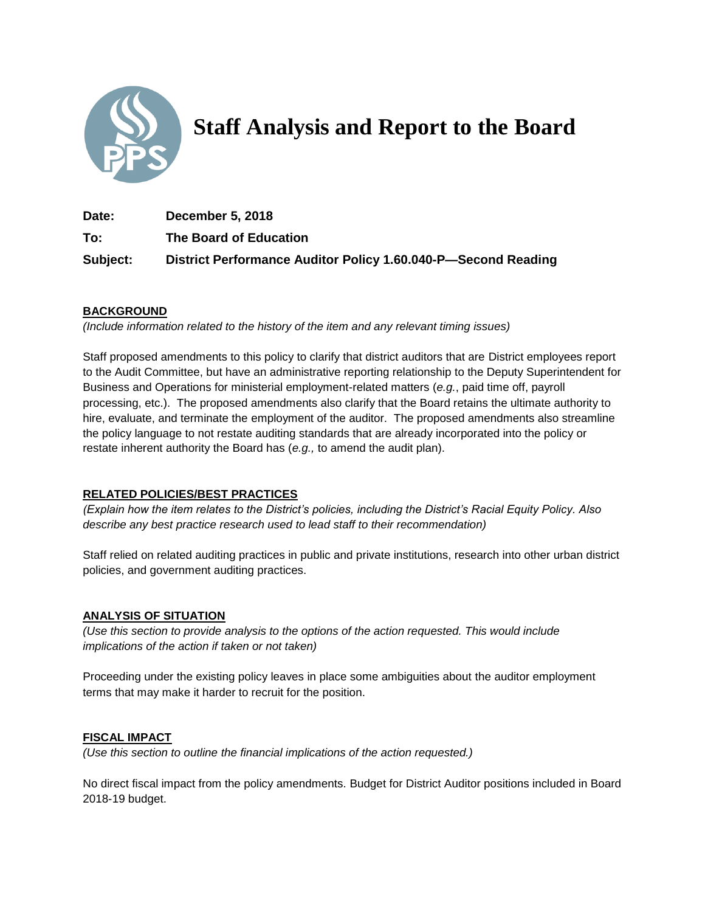# Staff Analysis and Report to the Board

**Date:** December 5, 2018

**To:** The Board of Education

**Subject:** District Performance Auditor Policy 1.60.040-P—Second Reading

## BACKGROUND

*(Include information related to the history of the item and any relevant timing issues)*

Staff proposed amendments to this policy to clarify that district auditors that are District employees report to the Audit Committee, but have an administrative reporting relationship to the Deputy Superintendent for Business and Operations for ministerial employment-related matters (*e.g.*, paid time off, payroll processing, etc.). The proposed amendments also clarify that the Board retains the ultimate authority to hire, evaluate, and terminate the employment of the auditor. The proposed amendments also streamline the policy language to not restate auditing standards that are already incorporated into the policy or restate inherent authority the Board has (*e.g.,* to amend the audit plan).

## RELATED POLICIES/BEST PRACTICES

*(Explain how the item relates to the District's policies, including the District's Racial Equity Policy. Also describe any best practice research used to lead staff to their recommendation)*

Staff relied on related auditing practices in public and private institutions, research into other urban district policies, and government auditing practices.

## ANALYSIS OF SITUATION

*(Use this section to provide analysis to the options of the action requested. This would include implications of the action if taken or not taken)*

Proceeding under the existing policy leaves in place some ambiguities about the auditor employment terms that may make it harder to recruit for the position.

## FISCAL IMPACT

*(Use this section to outline the financial implications of the action requested.)*

No direct fiscal impact from the policy amendments. Budget for District Auditor positions included in Board 2018-19 budget.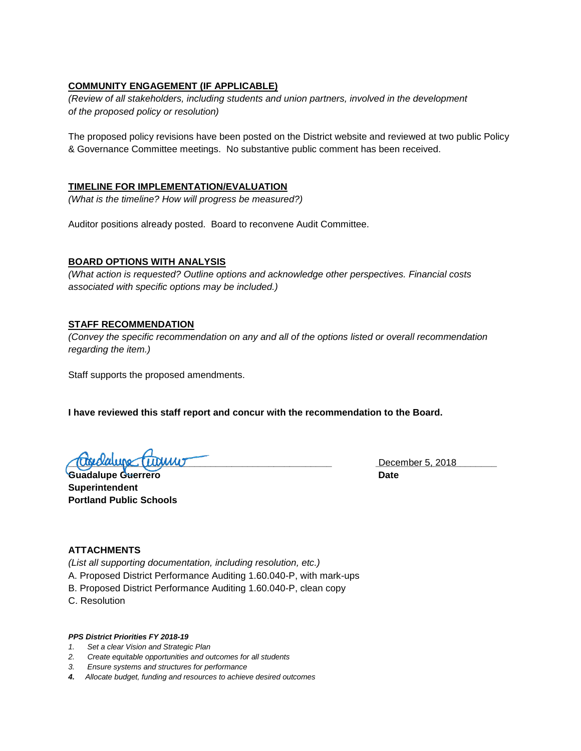**<u>COMMUNITY ENGAGEMENT (IF APPLICABLE)</u>**

*(Review of all stakeholders, including students and union partners, involved in the development of the proposed policy or resolution)*

The proposed policy revisions have been posted on the District website and reviewed at two public Policy & Governance Committee meetings. No substantive public comment has been received.

**<u>TIMELINE FOR IMPLEMENTATION/EVALUATION</u>**

*(What is the timeline? How will progress be measured?)*

Auditor positions already posted. Board to reconvene Audit Committee.

**<u>BOARD OPTIONS WITH ANALYSIS</u>**

*(What action is requested? Outline options and acknowledge other perspectives. Financial costs associated with specific options may be included.)*

**<u>STAFF RECOMMENDATION</u>**

*(Convey the specific recommendation on any and all of the options listed or overall recommendation regarding the item.)*

Staff supports the proposed amendments.

**I have reviewed this staff report and concur with the recommendation to the Board.**

| | |
|---|---|
| ________________________________ | December 5, 2018 |
| **Guadalupe Guerrero** | **Date** |
| **Superintendent** | |
| **Portland Public Schools** | |

**ATTACHMENTS**

*(List all supporting documentation, including resolution, etc.)*

A. Proposed District Performance Auditing 1.60.040-P, with mark-ups
B. Proposed District Performance Auditing 1.60.040-P, clean copy
C. Resolution

***PPS District Priorities FY 2018-19***

1. *Set a clear Vision and Strategic Plan*
2. *Create equitable opportunities and outcomes for all students*
3. *Ensure systems and structures for performance*
4. *Allocate budget, funding and resources to achieve desired outcomes*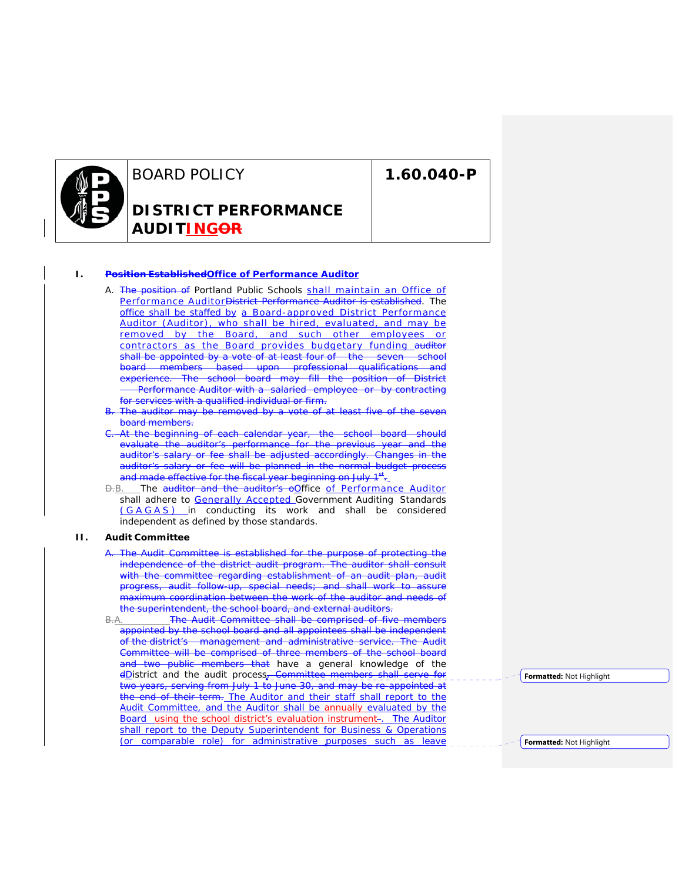# BOARD POLICY

# 1.60.040-P

# DISTRICT PERFORMANCE AUDITINGOR

## I. Position EstablishedOffice of Performance Auditor

A. The position of Portland Public Schools shall maintain an Office of Performance AuditorDistrict Performance Auditor is established. The office shall be staffed by a Board-approved District Performance Auditor (Auditor), who shall be hired, evaluated, and may be removed by the Board, and such other employees or contractors as the Board provides budgetary funding auditor shall be appointed by a vote of at least four of the seven school board members based upon professional qualifications and experience. The school board may fill the position of District Performance Auditor with a salaried employee or by contracting for services with a qualified individual or firm.

B. The auditor may be removed by a vote of at least five of the seven board members.

C. At the beginning of each calendar year, the school board should evaluate the auditor's performance for the previous year and the auditor's salary or fee shall be adjusted accordingly. Changes in the auditor's salary or fee will be planned in the normal budget process and made effective for the fiscal year beginning on July 1st.

D.B. The auditor and the auditor's oOffice of Performance Auditor shall adhere to Generally Accepted Government Auditing Standards (GAGAS) in conducting its work and shall be considered independent as defined by those standards.

## II. Audit Committee

A. The Audit Committee is established for the purpose of protecting the independence of the district audit program. The auditor shall consult with the committee regarding establishment of an audit plan, audit progress, audit follow-up, special needs; and shall work to assure maximum coordination between the work of the auditor and needs of the superintendent, the school board, and external auditors.

B.A. The Audit Committee shall be comprised of five members appointed by the school board and all appointees shall be independent of the district's management and administrative service. The Audit Committee will be comprised of three members of the school board and two public members that have a general knowledge of the dDistrict and the audit process. Committee members shall serve for two years, serving from July 1 to June 30, and may be re-appointed at the end of their term. The Auditor and their staff shall report to the Audit Committee, and the Auditor shall be annually evaluated by the Board using the school district's evaluation instrument. The Auditor shall report to the Deputy Superintendent for Business & Operations (or comparable role) for administrative purposes such as leave

Formatted: Not Highlight

Formatted: Not Highlight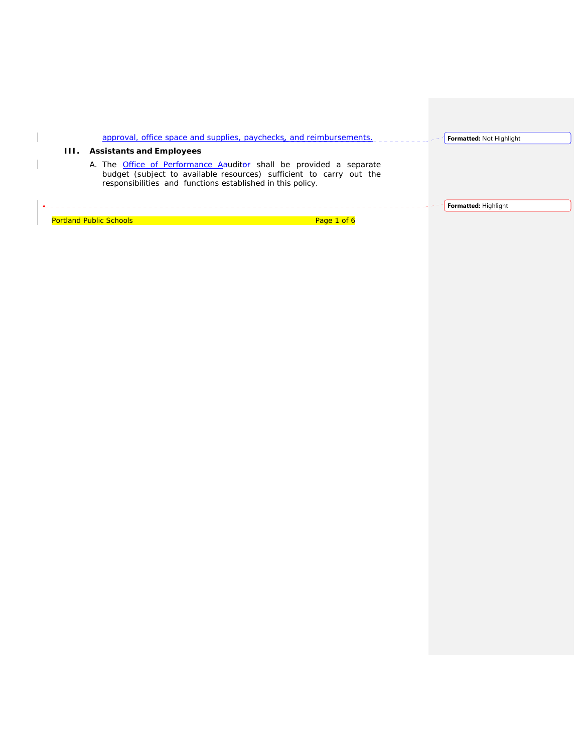approval, office space and supplies, paychecks, and reimbursements.

## III. Assistants and Employees

A. The Office of Performance Auditor shall be provided a separate budget (subject to available resources) sufficient to carry out the responsibilities and functions established in this policy.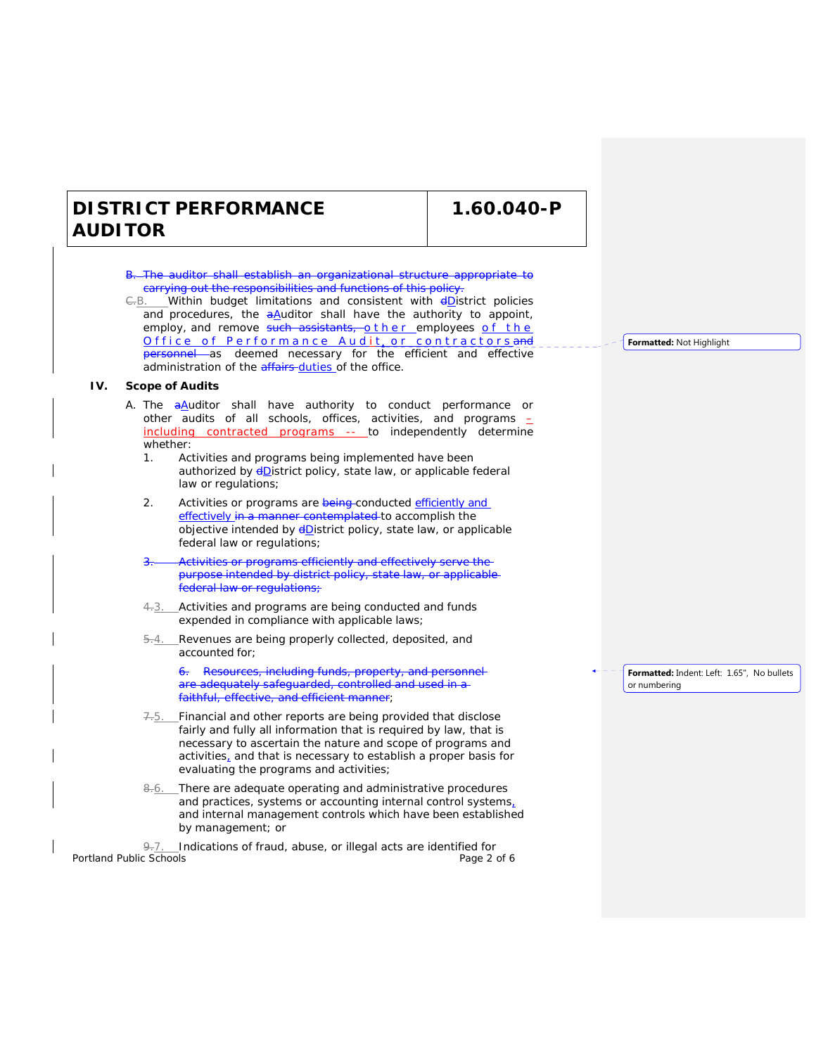| DISTRICT PERFORMANCE AUDITOR | 1.60.040-P |
| --- | --- |

~~B. The auditor shall establish an organizational structure appropriate to carrying out the responsibilities and functions of this policy.~~

~~C.~~B. Within budget limitations and consistent with ~~d~~District policies and procedures, the ~~a~~Auditor shall have the authority to appoint, employ, and remove ~~such assistants,~~ other employees of the Office of Performance Audit, or contractors ~~and personnel~~ as deemed necessary for the efficient and effective administration of the ~~affairs~~ duties of the office.

Formatted: Not Highlight

## IV. Scope of Audits

A. The ~~a~~Auditor shall have authority to conduct performance or other audits of all schools, offices, activities, and programs – including contracted programs -- to independently determine whether:

1. Activities and programs being implemented have been authorized by ~~d~~District policy, state law, or applicable federal law or regulations;

2. Activities or programs are ~~being~~ conducted efficiently and effectively ~~in a manner contemplated~~ to accomplish the objective intended by ~~d~~District policy, state law, or applicable federal law or regulations;

~~3. Activities or programs efficiently and effectively serve the purpose intended by district policy, state law, or applicable federal law or regulations;~~

~~4.~~3. Activities and programs are being conducted and funds expended in compliance with applicable laws;

~~5.~~4. Revenues are being properly collected, deposited, and accounted for;

~~6. Resources, including funds, property, and personnel are adequately safeguarded, controlled and used in a faithful, effective, and efficient manner~~;

Formatted: Indent: Left: 1.65", No bullets or numbering

~~7.~~5. Financial and other reports are being provided that disclose fairly and fully all information that is required by law, that is necessary to ascertain the nature and scope of programs and activities, and that is necessary to establish a proper basis for evaluating the programs and activities;

~~8.~~6. There are adequate operating and administrative procedures and practices, systems or accounting internal control systems, and internal management controls which have been established by management; or

~~9.~~7. Indications of fraud, abuse, or illegal acts are identified for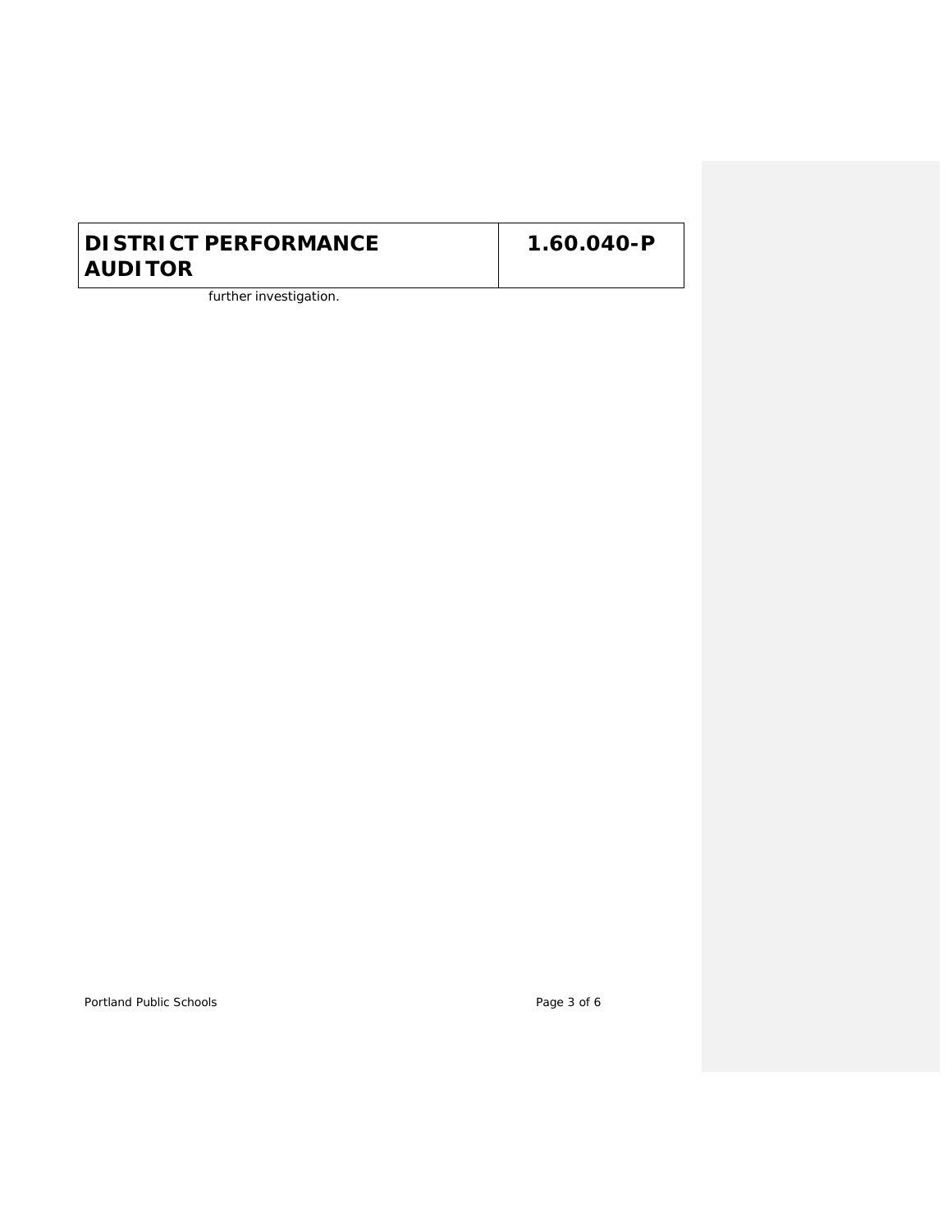further investigation.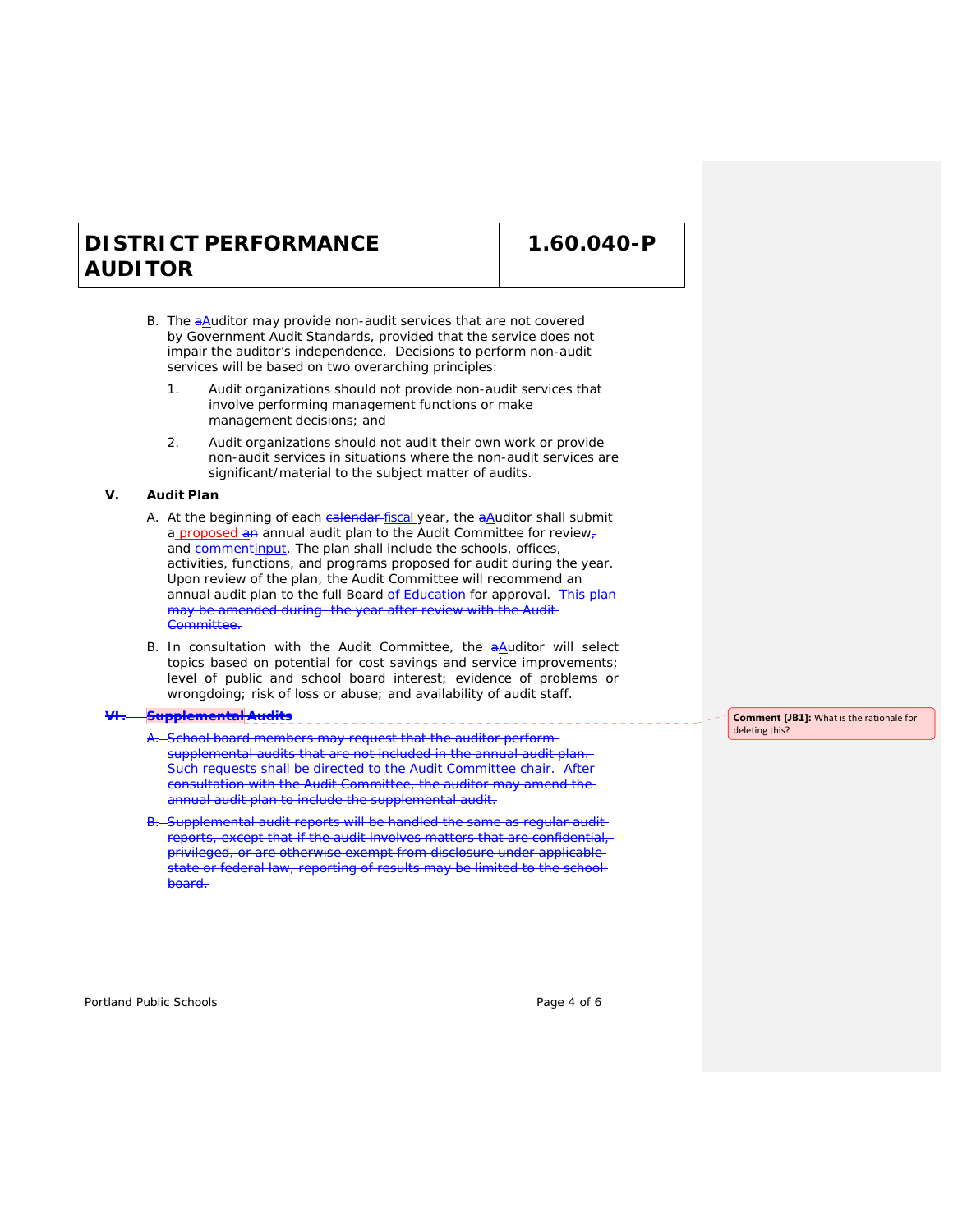# DISTRICT PERFORMANCE AUDITOR

## 1.60.040-P

B. The ~~a~~Auditor may provide non-audit services that are not covered by Government Audit Standards, provided that the service does not impair the auditor's independence. Decisions to perform non-audit services will be based on two overarching principles:

1. Audit organizations should not provide non-audit services that involve performing management functions or make management decisions; and

2. Audit organizations should not audit their own work or provide non-audit services in situations where the non-audit services are significant/material to the subject matter of audits.

**V. Audit Plan**

A. At the beginning of each ~~calendar~~ fiscal year, the ~~a~~Auditor shall submit a proposed ~~an~~ annual audit plan to the Audit Committee for review~~,~~ and ~~comment~~input. The plan shall include the schools, offices, activities, functions, and programs proposed for audit during the year. Upon review of the plan, the Audit Committee will recommend an annual audit plan to the full Board ~~of Education~~ for approval. ~~This plan may be amended during the year after review with the Audit Committee.~~

B. In consultation with the Audit Committee, the ~~a~~Auditor will select topics based on potential for cost savings and service improvements; level of public and school board interest; evidence of problems or wrongdoing; risk of loss or abuse; and availability of audit staff.

~~**VI. Supplemental Audits**~~

~~A. School board members may request that the auditor perform supplemental audits that are not included in the annual audit plan. Such requests shall be directed to the Audit Committee chair. After consultation with the Audit Committee, the auditor may amend the annual audit plan to include the supplemental audit.~~

~~B. Supplemental audit reports will be handled the same as regular audit reports, except that if the audit involves matters that are confidential, privileged, or are otherwise exempt from disclosure under applicable state or federal law, reporting of results may be limited to the school board.~~

**Comment [JB1]:** What is the rationale for deleting this?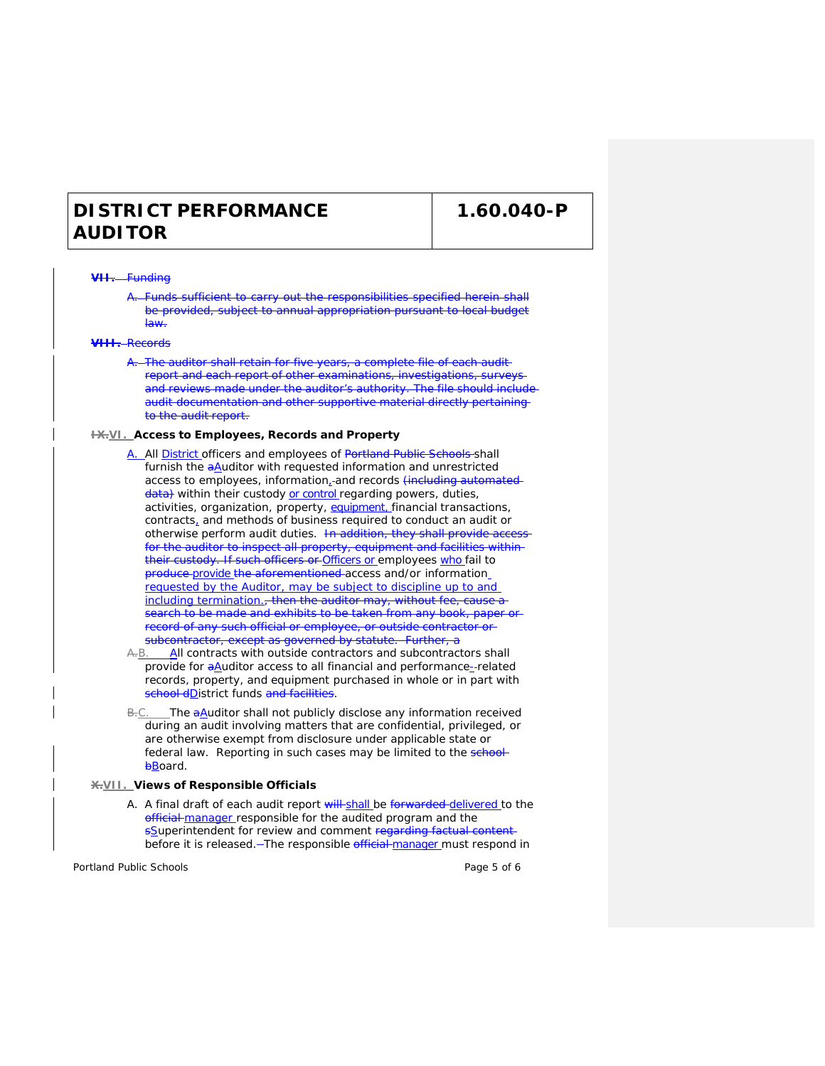~~VII. Funding~~

~~A. Funds sufficient to carry out the responsibilities specified herein shall be provided, subject to annual appropriation pursuant to local budget law.~~

~~VIII. Records~~

~~A. The auditor shall retain for five years, a complete file of each audit report and each report of other examinations, investigations, surveys and reviews made under the auditor's authority. The file should include audit documentation and other supportive material directly pertaining to the audit report.~~

## ~~IX.~~VI. Access to Employees, Records and Property

A. All District officers and employees of ~~Portland Public Schools~~ shall furnish the ~~a~~Auditor with requested information and unrestricted access to employees, information, ~~-~~and records ~~(including automated data)~~ within their custody or control regarding powers, duties, activities, organization, property, equipment, financial transactions, contracts, and methods of business required to conduct an audit or otherwise perform audit duties. ~~In addition, they shall provide access for the auditor to inspect all property, equipment and facilities within their custody. If such officers or~~ Officers or employees who fail to ~~produce~~ provide ~~the aforementioned~~ access and/or information requested by the Auditor, may be subject to discipline up to and including termination.~~, then the auditor may, without fee, cause a search to be made and exhibits to be taken from any book, paper or record of any such official or employee, or outside contractor or subcontractor, except as governed by statute. Further, a~~

~~A.~~B. All contracts with outside contractors and subcontractors shall provide for ~~a~~Auditor access to all financial and performance~~-~~-related records, property, and equipment purchased in whole or in part with ~~school d~~District funds ~~and facilities~~.

~~B.~~C. The ~~a~~Auditor shall not publicly disclose any information received during an audit involving matters that are confidential, privileged, or are otherwise exempt from disclosure under applicable state or federal law. Reporting in such cases may be limited to the ~~school b~~Board.

## ~~X.~~VII. Views of Responsible Officials

A. A final draft of each audit report ~~will~~ shall be ~~forwarded~~ delivered to the ~~official~~ manager responsible for the audited program and the ~~s~~Superintendent for review and comment ~~regarding factual content~~ before it is released.~~-~~The responsible ~~official~~ manager must respond in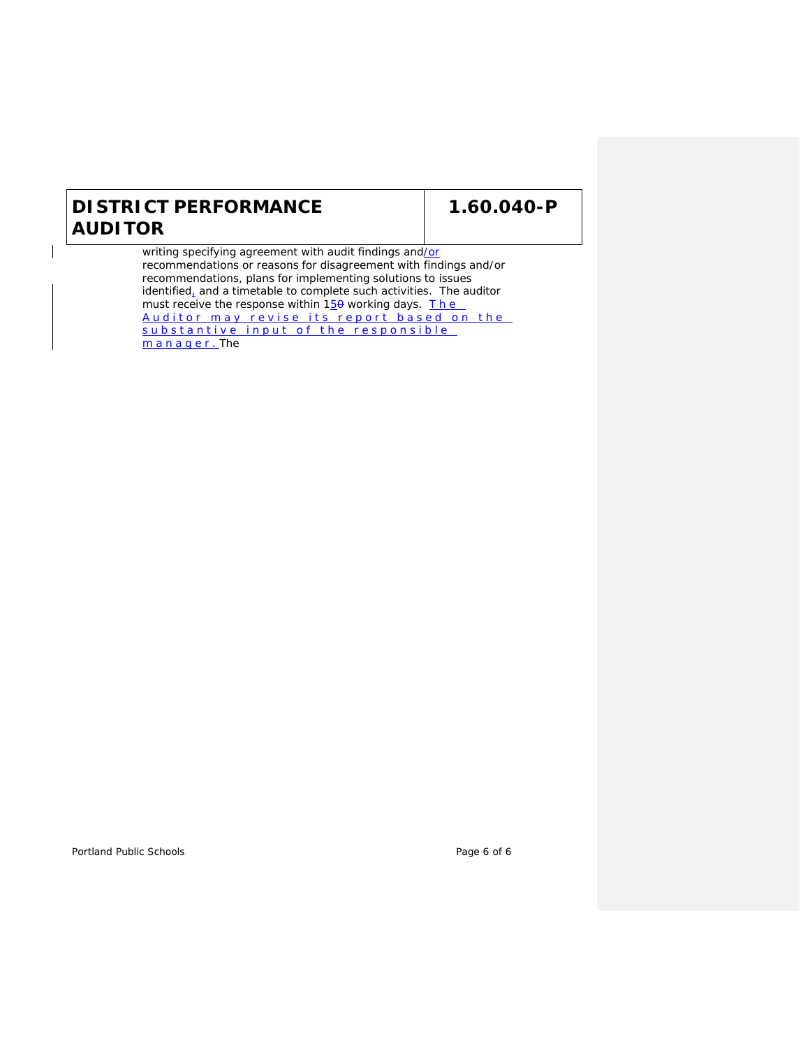writing specifying agreement with audit findings and/or recommendations or reasons for disagreement with findings and/or recommendations, plans for implementing solutions to issues identified, and a timetable to complete such activities. The auditor must receive the response within 15 working days. The Auditor may revise its report based on the substantive input of the responsible manager. The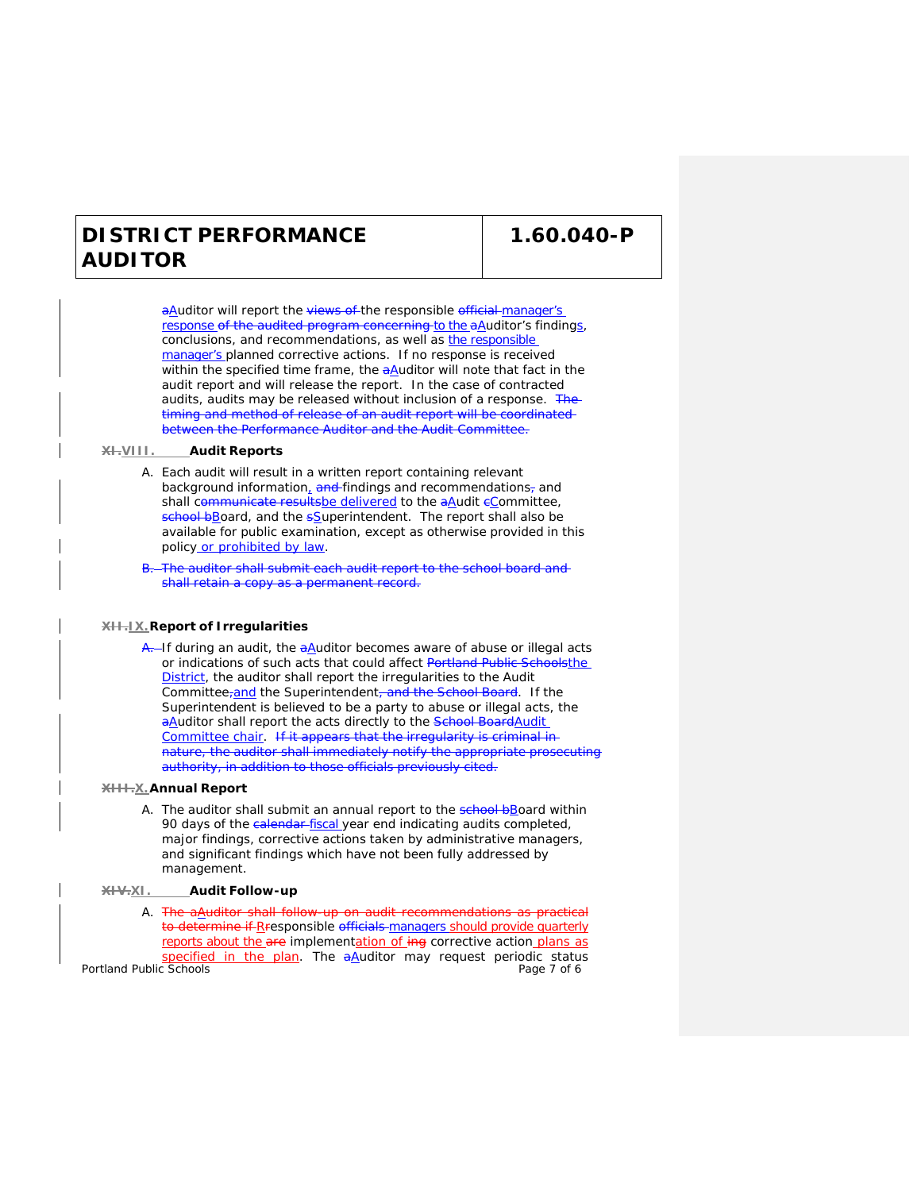~~a~~Auditor will report the ~~views of~~ the responsible ~~official~~ manager's response ~~of the audited program concerning~~ to the ~~a~~Auditor's findings, conclusions, and recommendations, as well as the responsible manager's planned corrective actions. If no response is received within the specified time frame, the ~~a~~Auditor will note that fact in the audit report and will release the report. In the case of contracted audits, audits may be released without inclusion of a response. ~~The timing and method of release of an audit report will be coordinated between the Performance Auditor and the Audit Committee.~~

## ~~XI.~~VIII. Audit Reports

A. Each audit will result in a written report containing relevant background information, ~~and~~ findings and recommendations~~,~~ and shall ~~communicate results~~be delivered to the ~~a~~Audit ~~c~~Committee, ~~school b~~Board, and the ~~s~~Superintendent. The report shall also be available for public examination, except as otherwise provided in this policy or prohibited by law.

~~B. The auditor shall submit each audit report to the school board and shall retain a copy as a permanent record.~~

## ~~XII.~~IX. Report of Irregularities

~~A.~~ If during an audit, the ~~a~~Auditor becomes aware of abuse or illegal acts or indications of such acts that could affect ~~Portland Public Schools~~the District, the auditor shall report the irregularities to the Audit Committee~~,~~and the Superintendent~~, and the School Board~~. If the Superintendent is believed to be a party to abuse or illegal acts, the ~~a~~Auditor shall report the acts directly to the ~~School Board~~Audit Committee chair. ~~If it appears that the irregularity is criminal in nature, the auditor shall immediately notify the appropriate prosecuting authority, in addition to those officials previously cited.~~

## ~~XIII.~~X. Annual Report

A. The auditor shall submit an annual report to the ~~school b~~Board within 90 days of the ~~calendar~~ fiscal year end indicating audits completed, major findings, corrective actions taken by administrative managers, and significant findings which have not been fully addressed by management.

## ~~XIV.~~XI. Audit Follow-up

A. ~~The aAuditor shall follow-up on audit recommendations as practical to determine if~~ R~~r~~esponsible ~~officials~~ managers should provide quarterly reports about the ~~are~~ implementation of ~~ing~~ corrective action plans as specified in the plan. The ~~a~~Auditor may request periodic status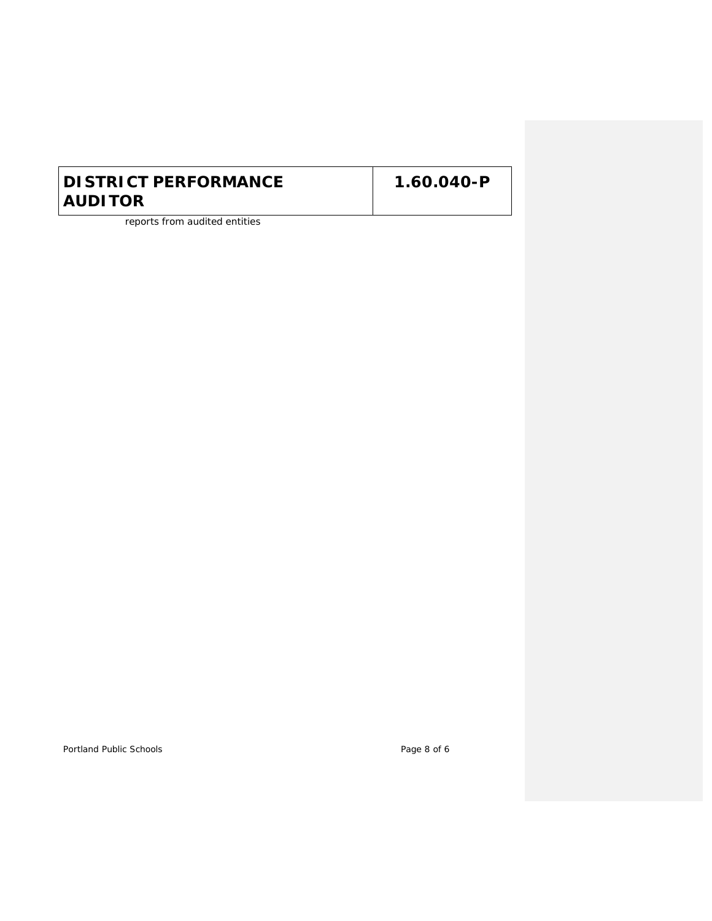reports from audited entities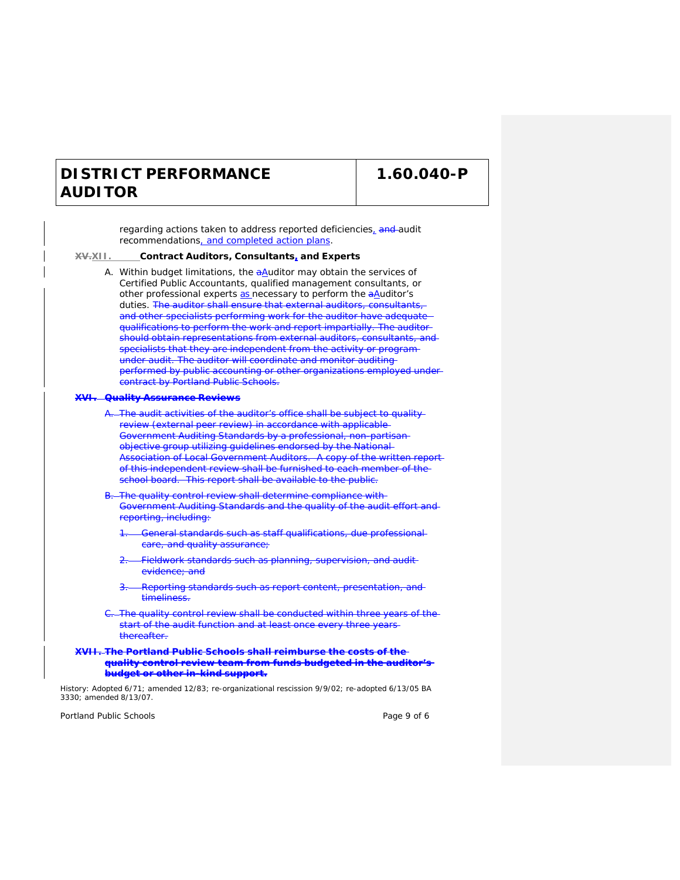# DISTRICT PERFORMANCE AUDITOR

# 1.60.040-P

regarding actions taken to address reported deficiencies, ~~and~~ audit recommendations, and completed action plans.

**~~XV.~~XII. Contract Auditors, Consultants, and Experts**

A. Within budget limitations, the ~~a~~Auditor may obtain the services of Certified Public Accountants, qualified management consultants, or other professional experts as necessary to perform the ~~a~~Auditor's duties. ~~The auditor shall ensure that external auditors, consultants, and other specialists performing work for the auditor have adequate qualifications to perform the work and report impartially. The auditor should obtain representations from external auditors, consultants, and specialists that they are independent from the activity or program under audit. The auditor will coordinate and monitor auditing performed by public accounting or other organizations employed under contract by Portland Public Schools.~~

~~**XVI. Quality Assurance Reviews**~~

~~A. The audit activities of the auditor's office shall be subject to quality review (external peer review) in accordance with applicable Government Auditing Standards by a professional, non-partisan objective group utilizing guidelines endorsed by the National Association of Local Government Auditors. A copy of the written report of this independent review shall be furnished to each member of the school board. This report shall be available to the public.~~

~~B. The quality control review shall determine compliance with Government Auditing Standards and the quality of the audit effort and reporting, including:~~

~~1. General standards such as staff qualifications, due professional care, and quality assurance;~~

~~2. Fieldwork standards such as planning, supervision, and audit evidence; and~~

~~3. Reporting standards such as report content, presentation, and timeliness.~~

~~C. The quality control review shall be conducted within three years of the start of the audit function and at least once every three years thereafter.~~

~~**XVII. The Portland Public Schools shall reimburse the costs of the quality control review team from funds budgeted in the auditor's budget or other in-kind support.**~~

History: Adopted 6/71; amended 12/83; re-organizational rescission 9/9/02; re-adopted 6/13/05 BA 3330; amended 8/13/07.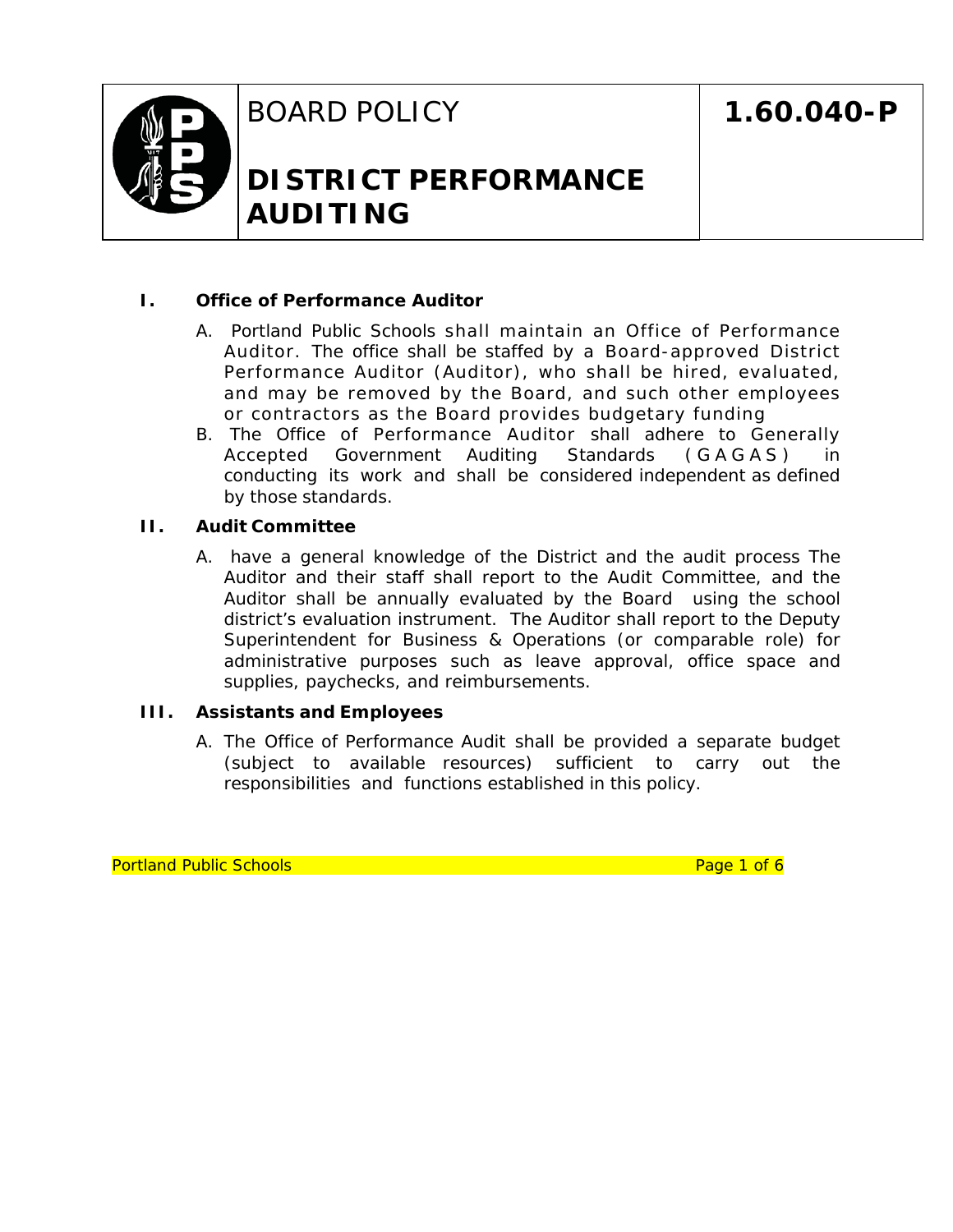# BOARD POLICY

# DISTRICT PERFORMANCE AUDITING

**1.60.040-P**

**I. Office of Performance Auditor**

A. Portland Public Schools shall maintain an Office of Performance Auditor. The office shall be staffed by a Board-approved District Performance Auditor (Auditor), who shall be hired, evaluated, and may be removed by the Board, and such other employees or contractors as the Board provides budgetary funding

B. The Office of Performance Auditor shall adhere to Generally Accepted Government Auditing Standards (GAGAS) in conducting its work and shall be considered independent as defined by those standards.

**II. Audit Committee**

A. have a general knowledge of the District and the audit process The Auditor and their staff shall report to the Audit Committee, and the Auditor shall be annually evaluated by the Board using the school district's evaluation instrument. The Auditor shall report to the Deputy Superintendent for Business & Operations (or comparable role) for administrative purposes such as leave approval, office space and supplies, paychecks, and reimbursements.

**III. Assistants and Employees**

A. The Office of Performance Audit shall be provided a separate budget (subject to available resources) sufficient to carry out the responsibilities and functions established in this policy.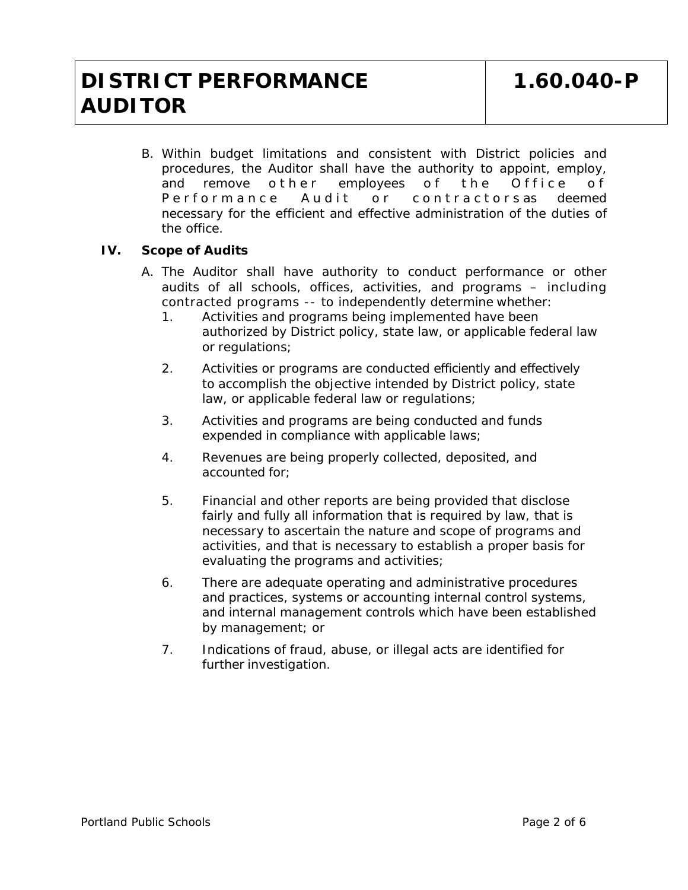B. Within budget limitations and consistent with District policies and procedures, the Auditor shall have the authority to appoint, employ, and remove other employees of the Office of Performance Audit or contractors as deemed necessary for the efficient and effective administration of the duties of the office.

## IV. Scope of Audits

A. The Auditor shall have authority to conduct performance or other audits of all schools, offices, activities, and programs – including contracted programs -- to independently determine whether:

1. Activities and programs being implemented have been authorized by District policy, state law, or applicable federal law or regulations;
2. Activities or programs are conducted efficiently and effectively to accomplish the objective intended by District policy, state law, or applicable federal law or regulations;
3. Activities and programs are being conducted and funds expended in compliance with applicable laws;
4. Revenues are being properly collected, deposited, and accounted for;
5. Financial and other reports are being provided that disclose fairly and fully all information that is required by law, that is necessary to ascertain the nature and scope of programs and activities, and that is necessary to establish a proper basis for evaluating the programs and activities;
6. There are adequate operating and administrative procedures and practices, systems or accounting internal control systems, and internal management controls which have been established by management; or
7. Indications of fraud, abuse, or illegal acts are identified for further investigation.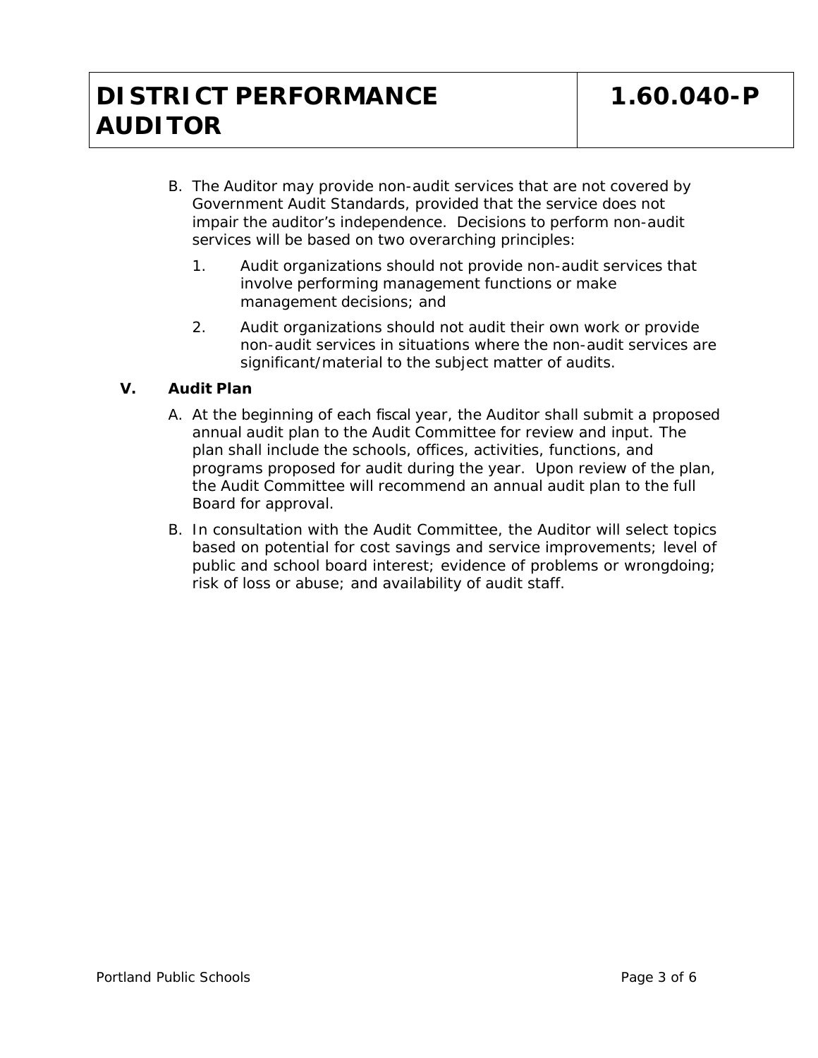B. The Auditor may provide non-audit services that are not covered by Government Audit Standards, provided that the service does not impair the auditor's independence. Decisions to perform non-audit services will be based on two overarching principles:

   1. Audit organizations should not provide non-audit services that involve performing management functions or make management decisions; and

   2. Audit organizations should not audit their own work or provide non-audit services in situations where the non-audit services are significant/material to the subject matter of audits.

**V. Audit Plan**

A. At the beginning of each fiscal year, the Auditor shall submit a proposed annual audit plan to the Audit Committee for review and input. The plan shall include the schools, offices, activities, functions, and programs proposed for audit during the year. Upon review of the plan, the Audit Committee will recommend an annual audit plan to the full Board for approval.

B. In consultation with the Audit Committee, the Auditor will select topics based on potential for cost savings and service improvements; level of public and school board interest; evidence of problems or wrongdoing; risk of loss or abuse; and availability of audit staff.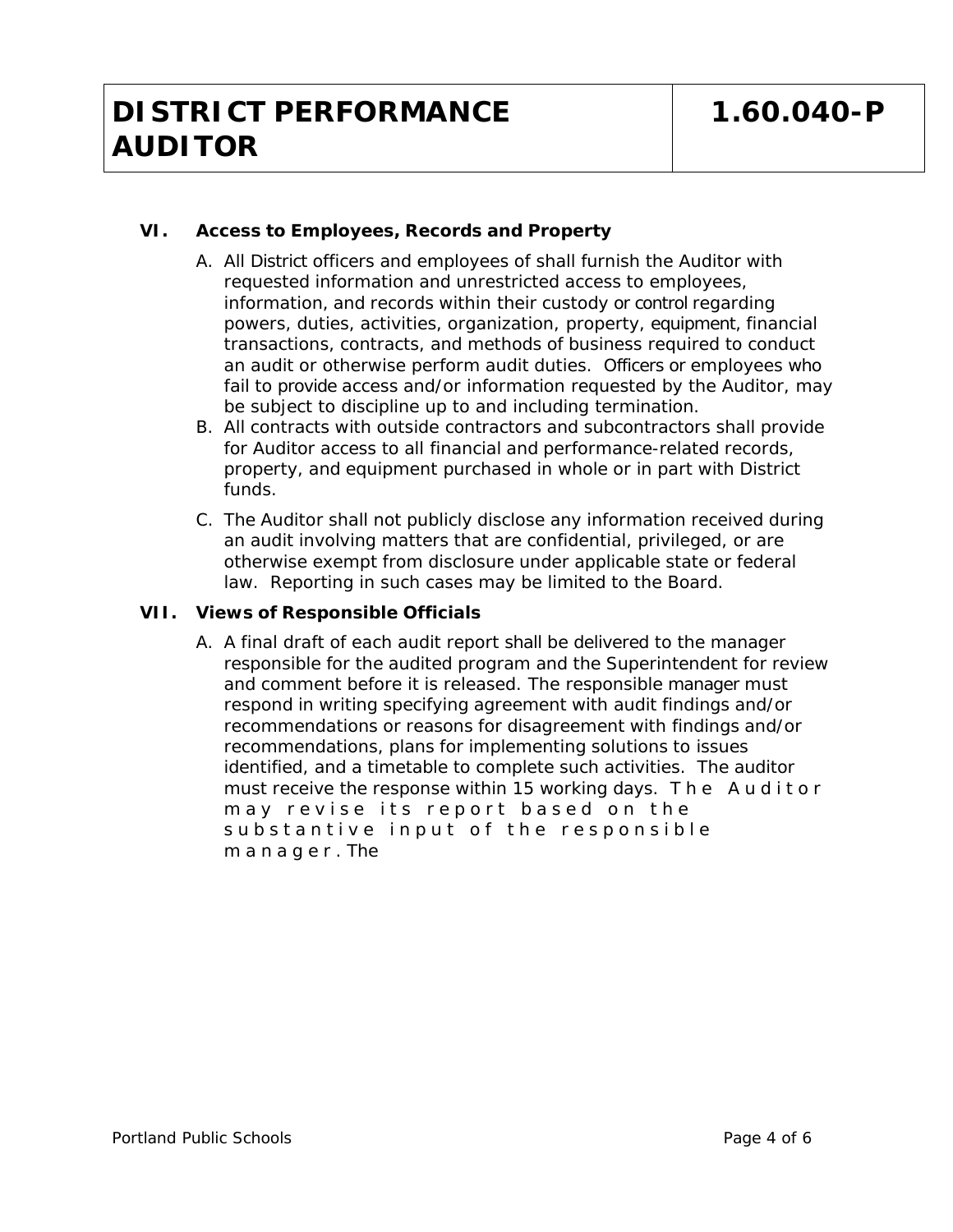# DISTRICT PERFORMANCE AUDITOR

# 1.60.040-P

### VI. Access to Employees, Records and Property

A. All District officers and employees of shall furnish the Auditor with requested information and unrestricted access to employees, information, and records within their custody or control regarding powers, duties, activities, organization, property, equipment, financial transactions, contracts, and methods of business required to conduct an audit or otherwise perform audit duties. Officers or employees who fail to provide access and/or information requested by the Auditor, may be subject to discipline up to and including termination.

B. All contracts with outside contractors and subcontractors shall provide for Auditor access to all financial and performance-related records, property, and equipment purchased in whole or in part with District funds.

C. The Auditor shall not publicly disclose any information received during an audit involving matters that are confidential, privileged, or are otherwise exempt from disclosure under applicable state or federal law. Reporting in such cases may be limited to the Board.

### VII. Views of Responsible Officials

A. A final draft of each audit report shall be delivered to the manager responsible for the audited program and the Superintendent for review and comment before it is released. The responsible manager must respond in writing specifying agreement with audit findings and/or recommendations or reasons for disagreement with findings and/or recommendations, plans for implementing solutions to issues identified, and a timetable to complete such activities. The auditor must receive the response within 15 working days. The Auditor may revise its report based on the substantive input of the responsible manager. The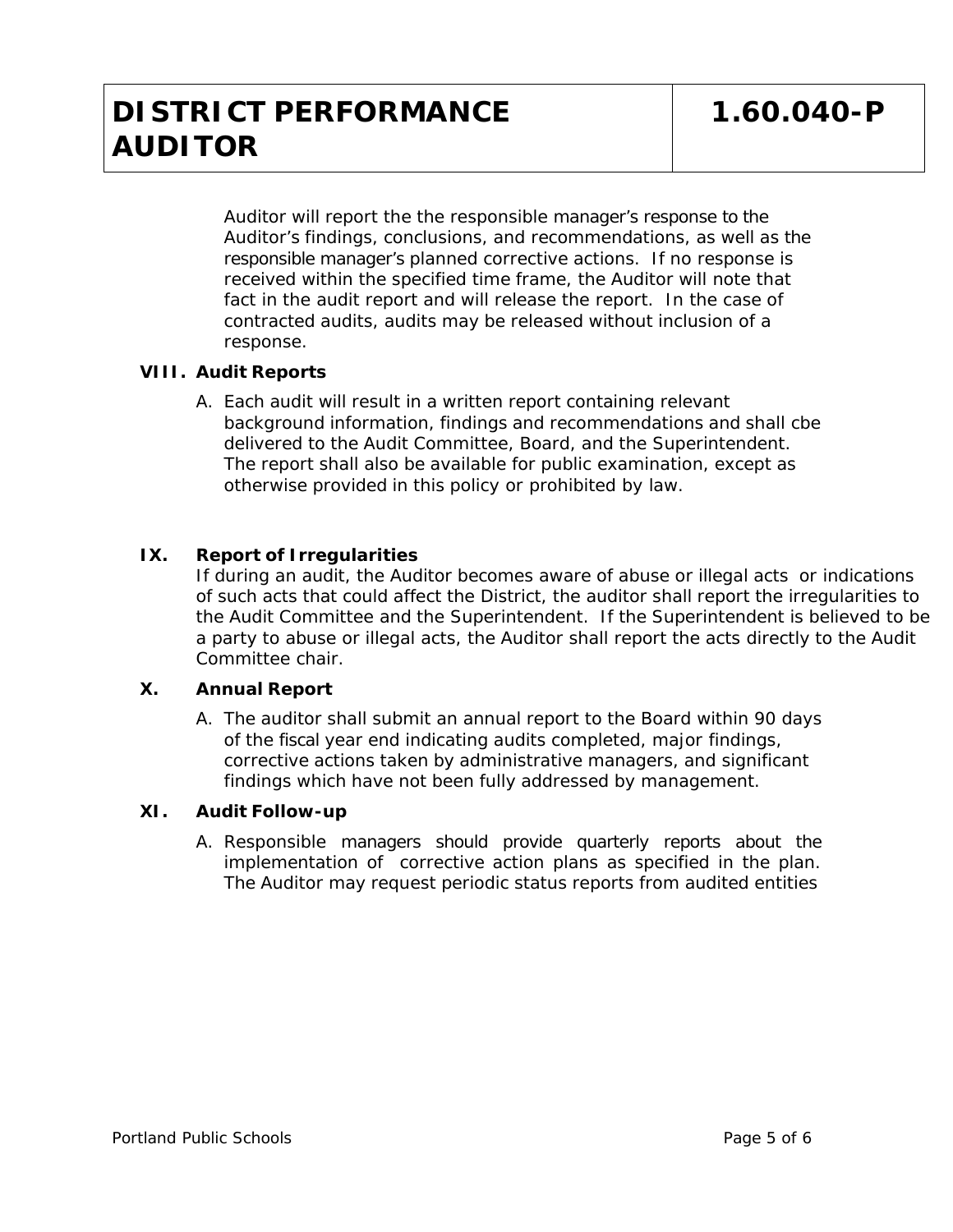Auditor will report the the responsible manager's response to the Auditor's findings, conclusions, and recommendations, as well as the responsible manager's planned corrective actions. If no response is received within the specified time frame, the Auditor will note that fact in the audit report and will release the report. In the case of contracted audits, audits may be released without inclusion of a response.

## VIII. Audit Reports

A. Each audit will result in a written report containing relevant background information, findings and recommendations and shall cbe delivered to the Audit Committee, Board, and the Superintendent. The report shall also be available for public examination, except as otherwise provided in this policy or prohibited by law.

## IX. Report of Irregularities

If during an audit, the Auditor becomes aware of abuse or illegal acts or indications of such acts that could affect the District, the auditor shall report the irregularities to the Audit Committee and the Superintendent. If the Superintendent is believed to be a party to abuse or illegal acts, the Auditor shall report the acts directly to the Audit Committee chair.

## X. Annual Report

A. The auditor shall submit an annual report to the Board within 90 days of the fiscal year end indicating audits completed, major findings, corrective actions taken by administrative managers, and significant findings which have not been fully addressed by management.

## XI. Audit Follow-up

A. Responsible managers should provide quarterly reports about the implementation of corrective action plans as specified in the plan. The Auditor may request periodic status reports from audited entities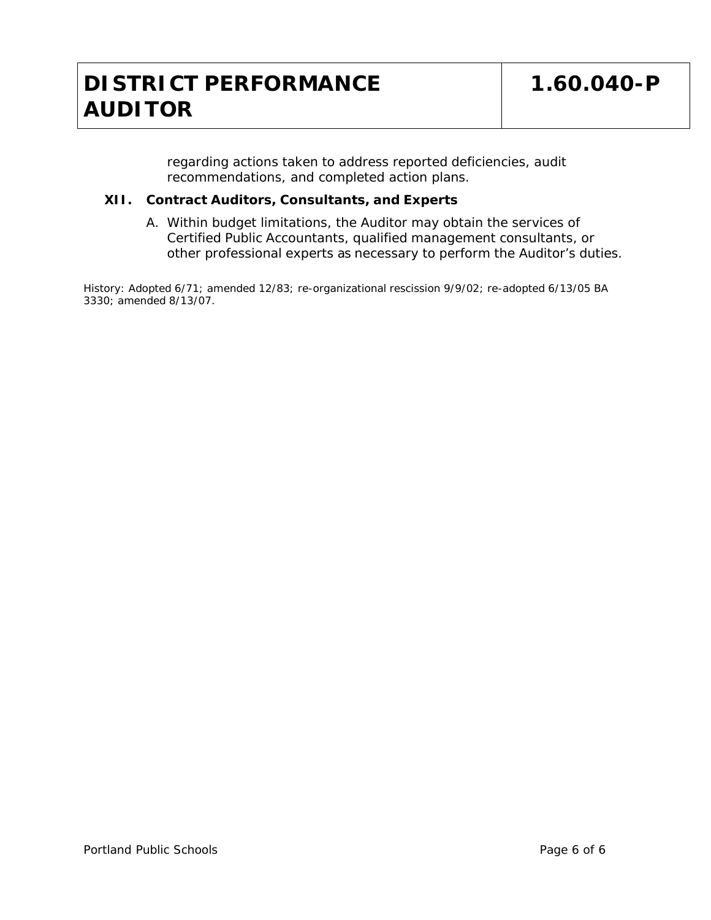regarding actions taken to address reported deficiencies, audit recommendations, and completed action plans.

### XII. Contract Auditors, Consultants, and Experts

A. Within budget limitations, the Auditor may obtain the services of Certified Public Accountants, qualified management consultants, or other professional experts as necessary to perform the Auditor's duties.

History: Adopted 6/71; amended 12/83; re-organizational rescission 9/9/02; re-adopted 6/13/05 BA 3330; amended 8/13/07.